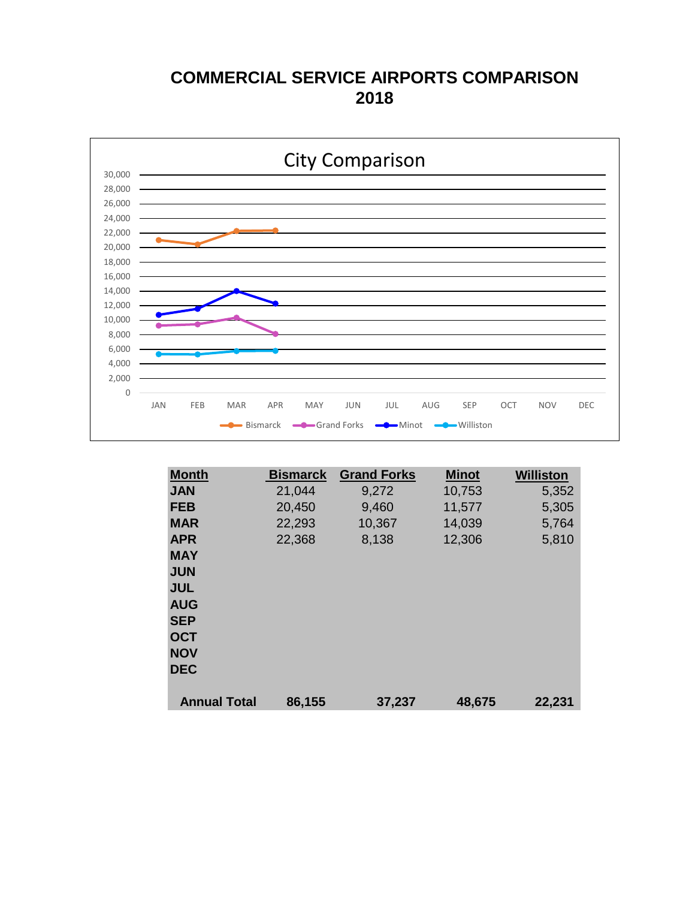# COMMERCIAL SERVICE AIRPORTS COMPARISON
# 2018

| Month | Bismarck | Grand Forks | Minot | Williston |
|---|---|---|---|---|
| JAN | 21,044 | 9,272 | 10,753 | 5,352 |
| FEB | 20,450 | 9,460 | 11,577 | 5,305 |
| MAR | 22,293 | 10,367 | 14,039 | 5,764 |
| APR | 22,368 | 8,138 | 12,306 | 5,810 |
| MAY | | | | |
| JUN | | | | |
| JUL | | | | |
| AUG | | | | |
| SEP | | | | |
| OCT | | | | |
| NOV | | | | |
| DEC | | | | |
| **Annual Total** | **86,155** | **37,237** | **48,675** | **22,231** |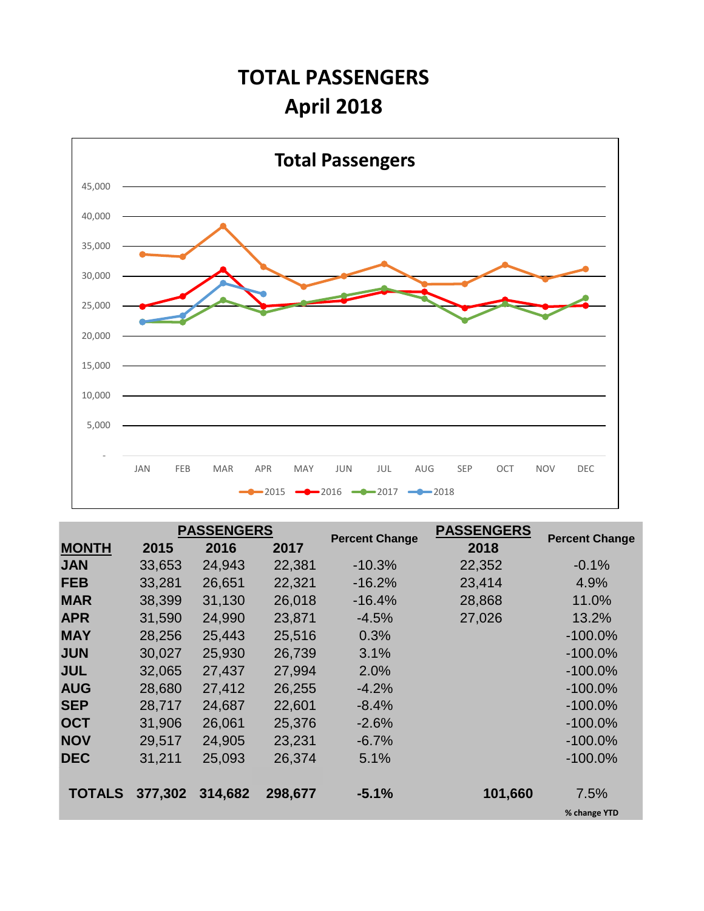# TOTAL PASSENGERS
# April 2018

| MONTH | PASSENGERS 2015 | PASSENGERS 2016 | PASSENGERS 2017 | Percent Change | PASSENGERS 2018 | Percent Change |
|---|---|---|---|---|---|---|
| JAN | 33,653 | 24,943 | 22,381 | -10.3% | 22,352 | -0.1% |
| FEB | 33,281 | 26,651 | 22,321 | -16.2% | 23,414 | 4.9% |
| MAR | 38,399 | 31,130 | 26,018 | -16.4% | 28,868 | 11.0% |
| APR | 31,590 | 24,990 | 23,871 | -4.5% | 27,026 | 13.2% |
| MAY | 28,256 | 25,443 | 25,516 | 0.3% | | -100.0% |
| JUN | 30,027 | 25,930 | 26,739 | 3.1% | | -100.0% |
| JUL | 32,065 | 27,437 | 27,994 | 2.0% | | -100.0% |
| AUG | 28,680 | 27,412 | 26,255 | -4.2% | | -100.0% |
| SEP | 28,717 | 24,687 | 22,601 | -8.4% | | -100.0% |
| OCT | 31,906 | 26,061 | 25,376 | -2.6% | | -100.0% |
| NOV | 29,517 | 24,905 | 23,231 | -6.7% | | -100.0% |
| DEC | 31,211 | 25,093 | 26,374 | 5.1% | | -100.0% |
| **TOTALS** | **377,302** | **314,682** | **298,677** | **-5.1%** | **101,660** | 7.5% % change YTD |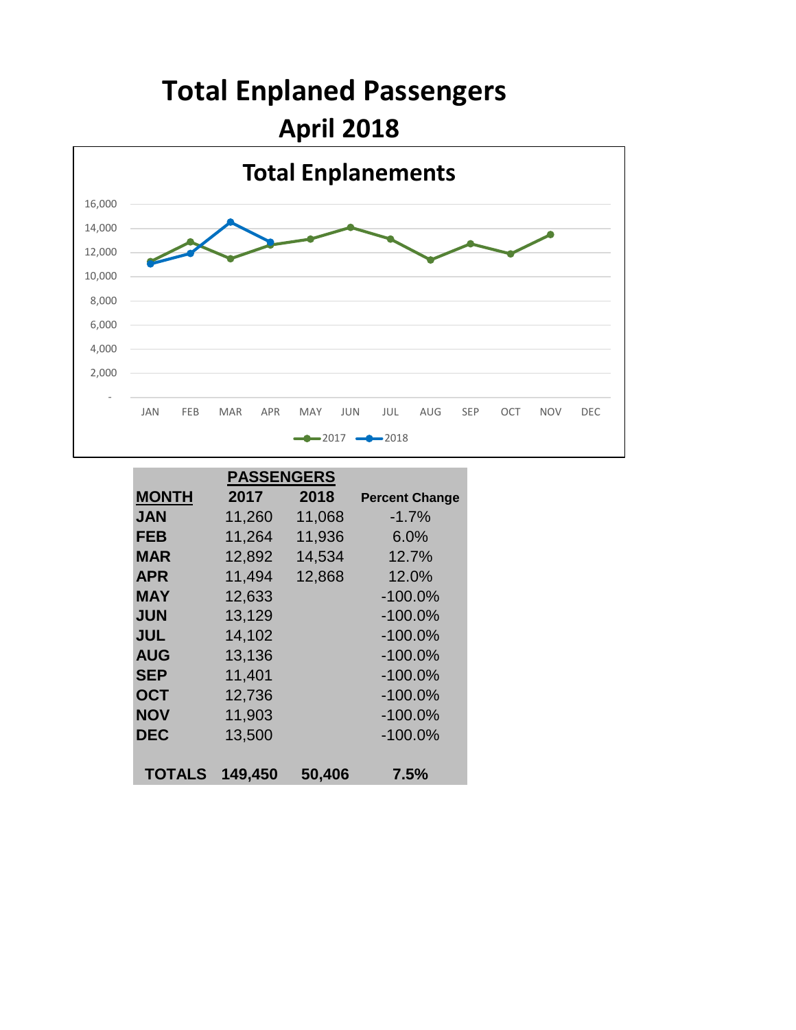# Total Enplaned Passengers

## April 2018

**Total Enplanements**

| | PASSENGERS | | |
|---|---|---|---|
| **MONTH** | **2017** | **2018** | **Percent Change** |
| **JAN** | 11,260 | 11,068 | -1.7% |
| **FEB** | 11,264 | 11,936 | 6.0% |
| **MAR** | 12,892 | 14,534 | 12.7% |
| **APR** | 11,494 | 12,868 | 12.0% |
| **MAY** | 12,633 | | -100.0% |
| **JUN** | 13,129 | | -100.0% |
| **JUL** | 14,102 | | -100.0% |
| **AUG** | 13,136 | | -100.0% |
| **SEP** | 11,401 | | -100.0% |
| **OCT** | 12,736 | | -100.0% |
| **NOV** | 11,903 | | -100.0% |
| **DEC** | 13,500 | | -100.0% |
| **TOTALS** | **149,450** | **50,406** | **7.5%** |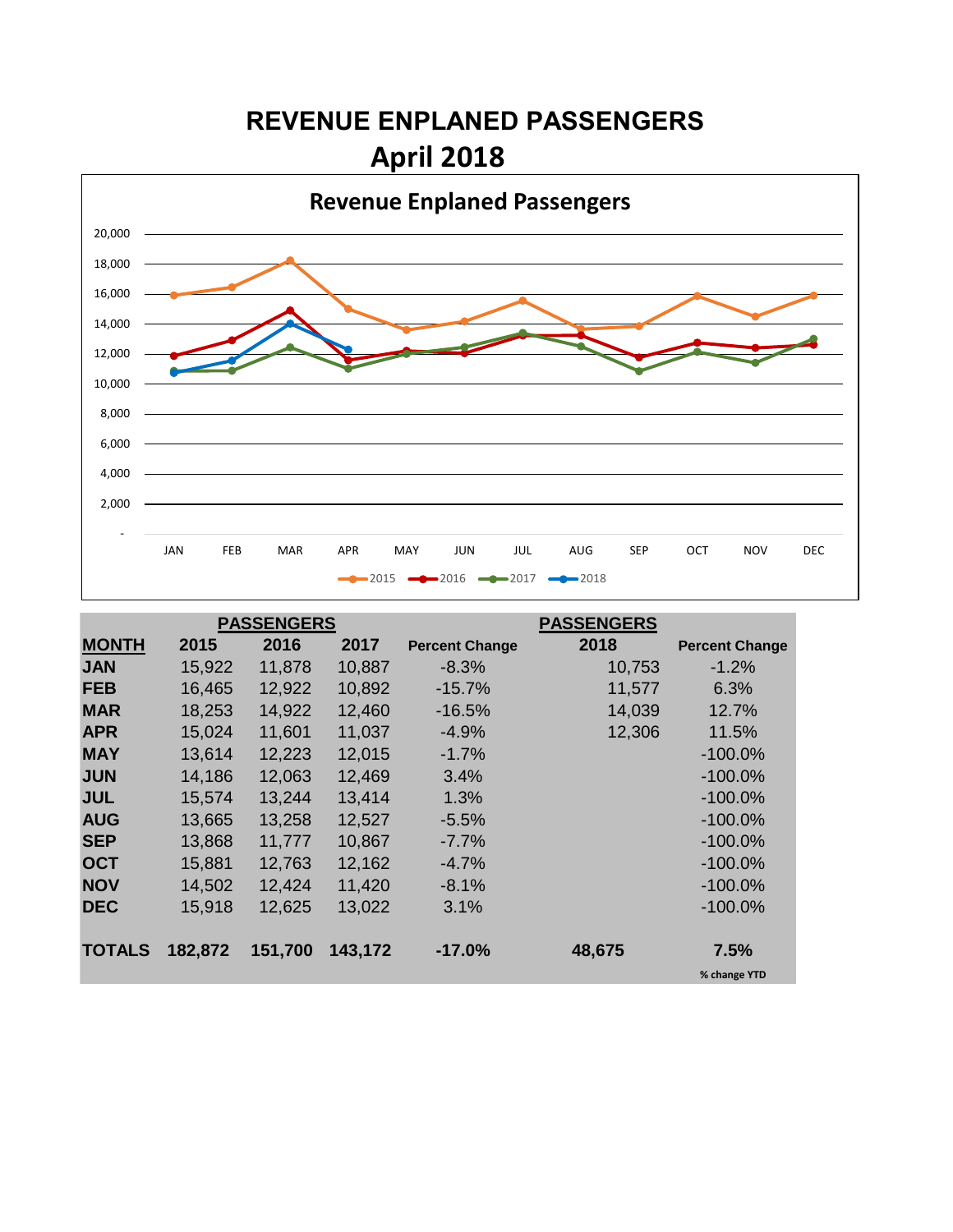# REVENUE ENPLANED PASSENGERS
# April 2018

| | PASSENGERS | | | | PASSENGERS | |
|---|---|---|---|---|---|---|
| MONTH | 2015 | 2016 | 2017 | Percent Change | 2018 | Percent Change |
| JAN | 15,922 | 11,878 | 10,887 | -8.3% | 10,753 | -1.2% |
| FEB | 16,465 | 12,922 | 10,892 | -15.7% | 11,577 | 6.3% |
| MAR | 18,253 | 14,922 | 12,460 | -16.5% | 14,039 | 12.7% |
| APR | 15,024 | 11,601 | 11,037 | -4.9% | 12,306 | 11.5% |
| MAY | 13,614 | 12,223 | 12,015 | -1.7% | | -100.0% |
| JUN | 14,186 | 12,063 | 12,469 | 3.4% | | -100.0% |
| JUL | 15,574 | 13,244 | 13,414 | 1.3% | | -100.0% |
| AUG | 13,665 | 13,258 | 12,527 | -5.5% | | -100.0% |
| SEP | 13,868 | 11,777 | 10,867 | -7.7% | | -100.0% |
| OCT | 15,881 | 12,763 | 12,162 | -4.7% | | -100.0% |
| NOV | 14,502 | 12,424 | 11,420 | -8.1% | | -100.0% |
| DEC | 15,918 | 12,625 | 13,022 | 3.1% | | -100.0% |
| **TOTALS** | **182,872** | **151,700** | **143,172** | **-17.0%** | **48,675** | **7.5%** |
| | | | | | | % change YTD |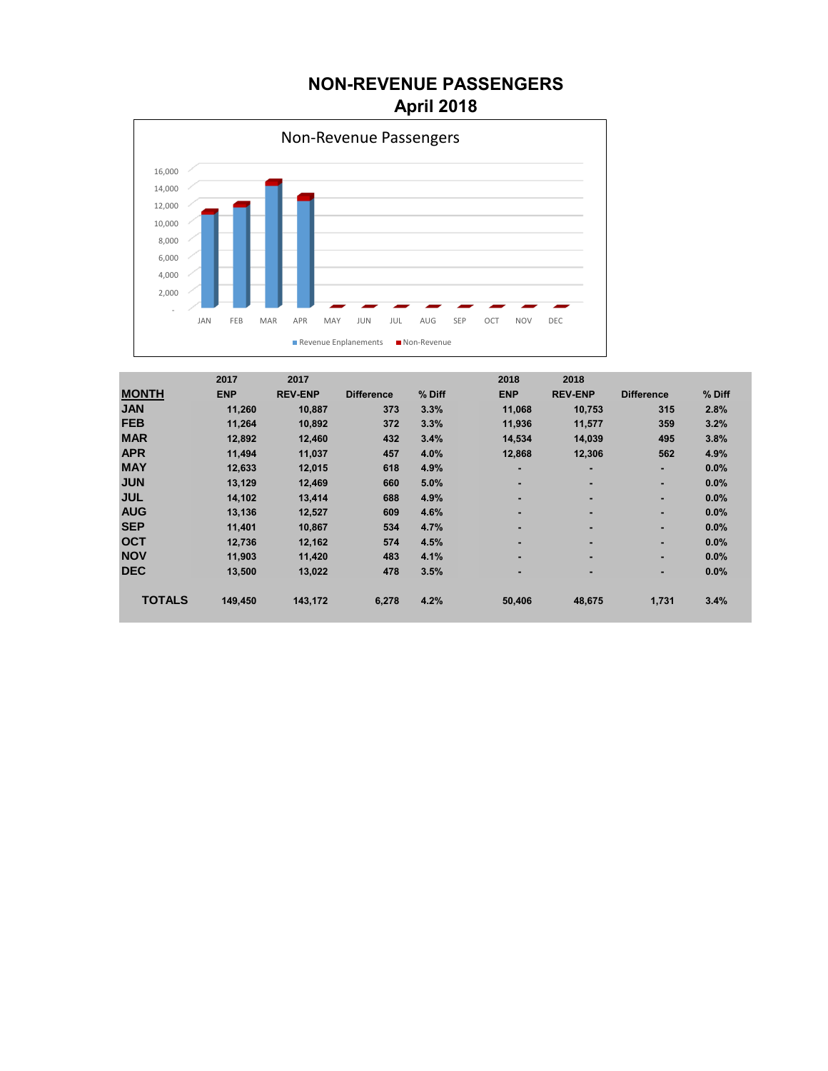# NON-REVENUE PASSENGERS
## April 2018

Non-Revenue Passengers

| MONTH | 2017 ENP | 2017 REV-ENP | Difference | % Diff | 2018 ENP | 2018 REV-ENP | Difference | % Diff |
|---|---|---|---|---|---|---|---|---|
| JAN | 11,260 | 10,887 | 373 | 3.3% | 11,068 | 10,753 | 315 | 2.8% |
| FEB | 11,264 | 10,892 | 372 | 3.3% | 11,936 | 11,577 | 359 | 3.2% |
| MAR | 12,892 | 12,460 | 432 | 3.4% | 14,534 | 14,039 | 495 | 3.8% |
| APR | 11,494 | 11,037 | 457 | 4.0% | 12,868 | 12,306 | 562 | 4.9% |
| MAY | 12,633 | 12,015 | 618 | 4.9% | - | - | - | 0.0% |
| JUN | 13,129 | 12,469 | 660 | 5.0% | - | - | - | 0.0% |
| JUL | 14,102 | 13,414 | 688 | 4.9% | - | - | - | 0.0% |
| AUG | 13,136 | 12,527 | 609 | 4.6% | - | - | - | 0.0% |
| SEP | 11,401 | 10,867 | 534 | 4.7% | - | - | - | 0.0% |
| OCT | 12,736 | 12,162 | 574 | 4.5% | - | - | - | 0.0% |
| NOV | 11,903 | 11,420 | 483 | 4.1% | - | - | - | 0.0% |
| DEC | 13,500 | 13,022 | 478 | 3.5% | - | - | - | 0.0% |
| TOTALS | 149,450 | 143,172 | 6,278 | 4.2% | 50,406 | 48,675 | 1,731 | 3.4% |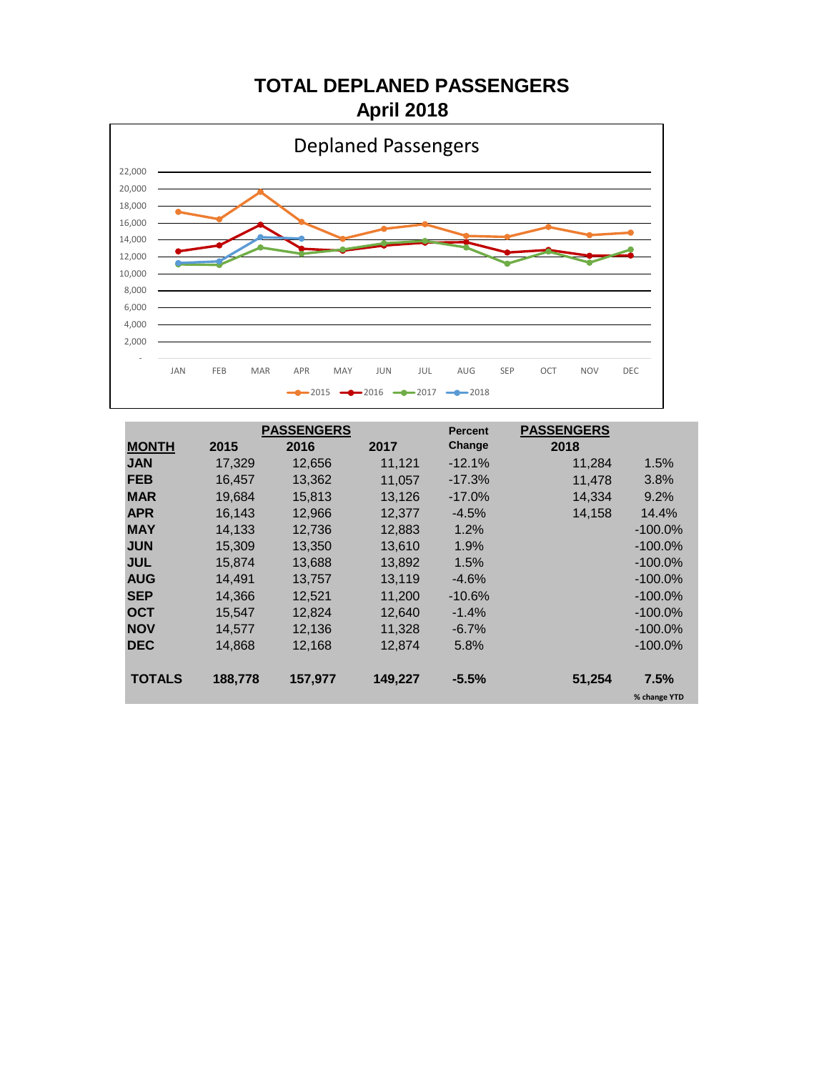# TOTAL DEPLANED PASSENGERS
## April 2018

Deplaned Passengers

22,000
20,000
18,000
16,000
14,000
12,000
10,000
8,000
6,000
4,000
2,000
-

JAN FEB MAR APR MAY JUN JUL AUG SEP OCT NOV DEC

2015 2016 2017 2018

| | PASSENGERS | | | Percent | PASSENGERS | |
|---|---|---|---|---|---|---|
| MONTH | 2015 | 2016 | 2017 | Change | 2018 | |
| JAN | 17,329 | 12,656 | 11,121 | -12.1% | 11,284 | 1.5% |
| FEB | 16,457 | 13,362 | 11,057 | -17.3% | 11,478 | 3.8% |
| MAR | 19,684 | 15,813 | 13,126 | -17.0% | 14,334 | 9.2% |
| APR | 16,143 | 12,966 | 12,377 | -4.5% | 14,158 | 14.4% |
| MAY | 14,133 | 12,736 | 12,883 | 1.2% | | -100.0% |
| JUN | 15,309 | 13,350 | 13,610 | 1.9% | | -100.0% |
| JUL | 15,874 | 13,688 | 13,892 | 1.5% | | -100.0% |
| AUG | 14,491 | 13,757 | 13,119 | -4.6% | | -100.0% |
| SEP | 14,366 | 12,521 | 11,200 | -10.6% | | -100.0% |
| OCT | 15,547 | 12,824 | 12,640 | -1.4% | | -100.0% |
| NOV | 14,577 | 12,136 | 11,328 | -6.7% | | -100.0% |
| DEC | 14,868 | 12,168 | 12,874 | 5.8% | | -100.0% |
| **TOTALS** | **188,778** | **157,977** | **149,227** | **-5.5%** | **51,254** | **7.5%** |
| | | | | | | % change YTD |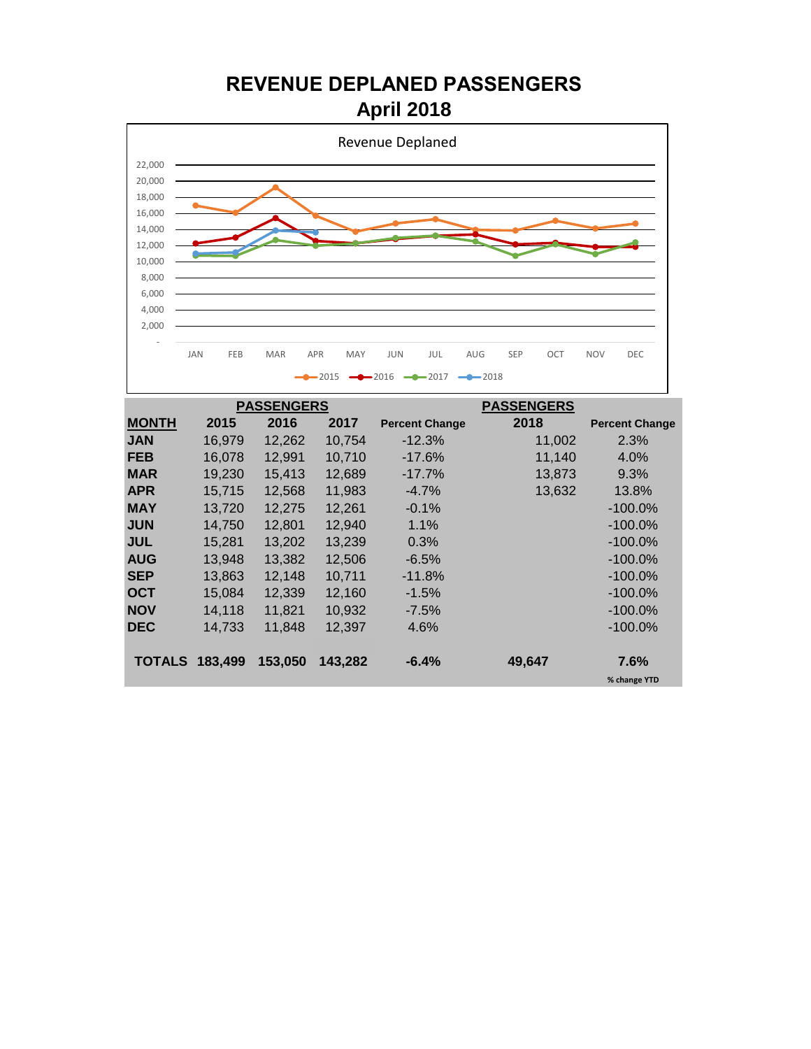# REVENUE DEPLANED PASSENGERS

## April 2018

Revenue Deplaned

| | PASSENGERS | | | | PASSENGERS | |
|---|---|---|---|---|---|---|
| **MONTH** | **2015** | **2016** | **2017** | **Percent Change** | **2018** | **Percent Change** |
| **JAN** | 16,979 | 12,262 | 10,754 | -12.3% | 11,002 | 2.3% |
| **FEB** | 16,078 | 12,991 | 10,710 | -17.6% | 11,140 | 4.0% |
| **MAR** | 19,230 | 15,413 | 12,689 | -17.7% | 13,873 | 9.3% |
| **APR** | 15,715 | 12,568 | 11,983 | -4.7% | 13,632 | 13.8% |
| **MAY** | 13,720 | 12,275 | 12,261 | -0.1% | | -100.0% |
| **JUN** | 14,750 | 12,801 | 12,940 | 1.1% | | -100.0% |
| **JUL** | 15,281 | 13,202 | 13,239 | 0.3% | | -100.0% |
| **AUG** | 13,948 | 13,382 | 12,506 | -6.5% | | -100.0% |
| **SEP** | 13,863 | 12,148 | 10,711 | -11.8% | | -100.0% |
| **OCT** | 15,084 | 12,339 | 12,160 | -1.5% | | -100.0% |
| **NOV** | 14,118 | 11,821 | 10,932 | -7.5% | | -100.0% |
| **DEC** | 14,733 | 11,848 | 12,397 | 4.6% | | -100.0% |
| **TOTALS** | **183,499** | **153,050** | **143,282** | **-6.4%** | **49,647** | **7.6%** |
| | | | | | | % change YTD |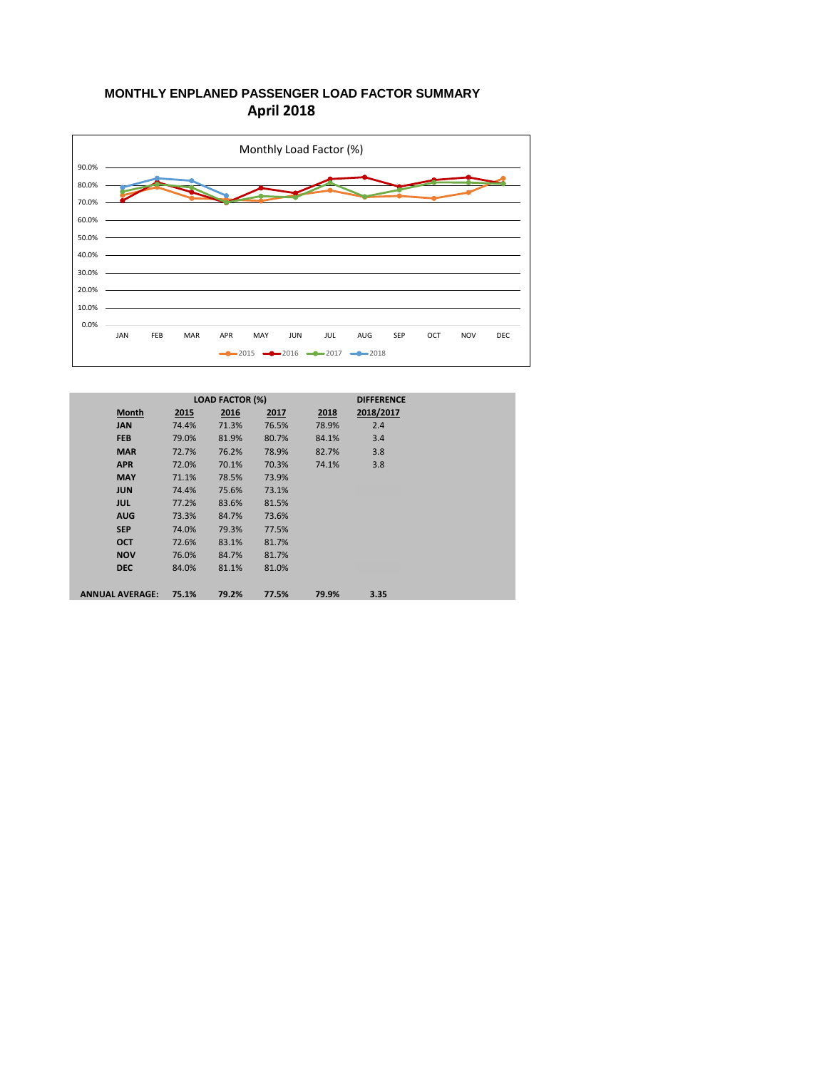# MONTHLY ENPLANED PASSENGER LOAD FACTOR SUMMARY
## April 2018

Monthly Load Factor (%)

| | LOAD FACTOR (%) | | | | DIFFERENCE |
|---|---|---|---|---|---|
| **Month** | **2015** | **2016** | **2017** | **2018** | **2018/2017** |
| **JAN** | 74.4% | 71.3% | 76.5% | 78.9% | 2.4 |
| **FEB** | 79.0% | 81.9% | 80.7% | 84.1% | 3.4 |
| **MAR** | 72.7% | 76.2% | 78.9% | 82.7% | 3.8 |
| **APR** | 72.0% | 70.1% | 70.3% | 74.1% | 3.8 |
| **MAY** | 71.1% | 78.5% | 73.9% | | |
| **JUN** | 74.4% | 75.6% | 73.1% | | |
| **JUL** | 77.2% | 83.6% | 81.5% | | |
| **AUG** | 73.3% | 84.7% | 73.6% | | |
| **SEP** | 74.0% | 79.3% | 77.5% | | |
| **OCT** | 72.6% | 83.1% | 81.7% | | |
| **NOV** | 76.0% | 84.7% | 81.7% | | |
| **DEC** | 84.0% | 81.1% | 81.0% | | |
| **ANNUAL AVERAGE:** | **75.1%** | **79.2%** | **77.5%** | **79.9%** | **3.35** |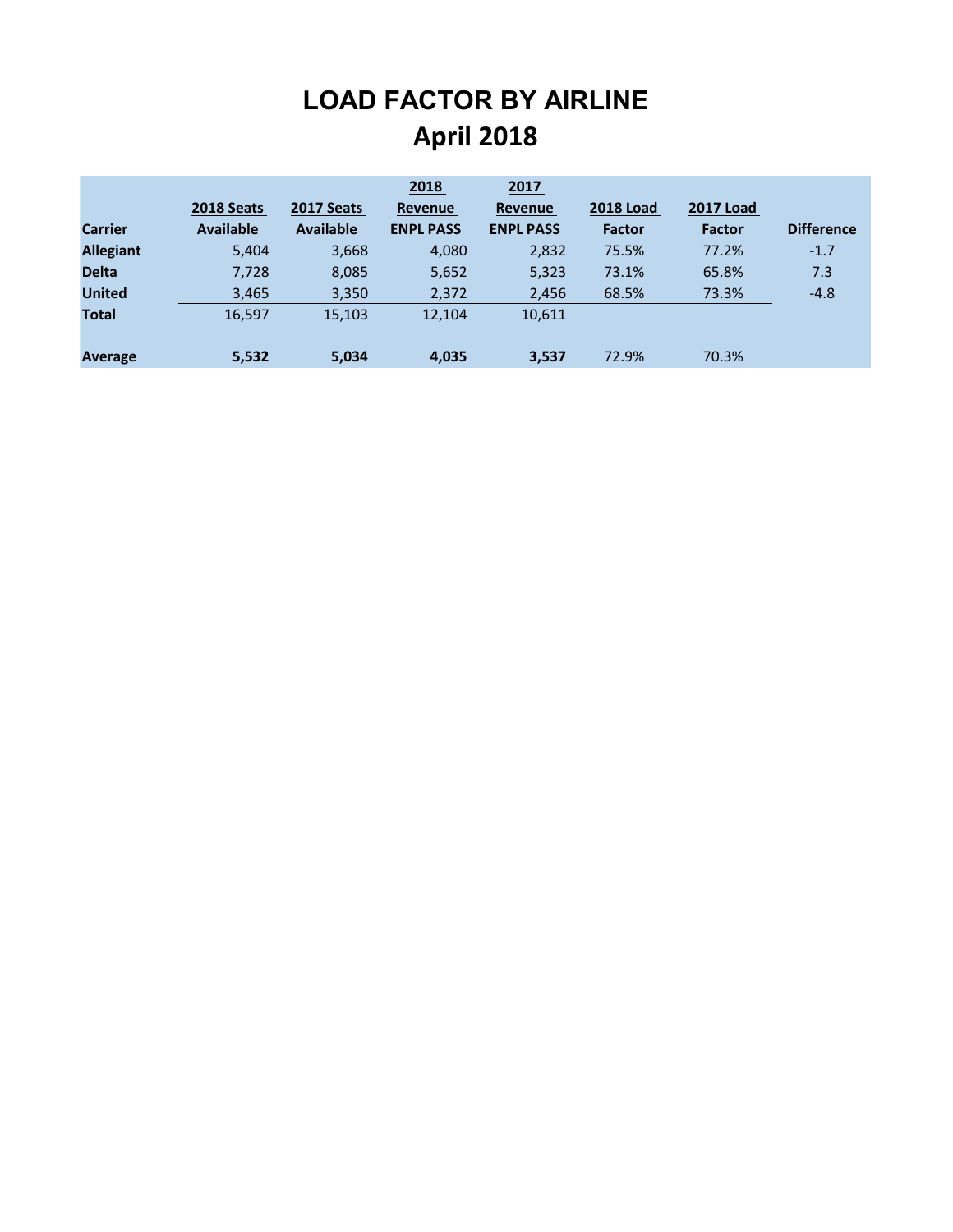# LOAD FACTOR BY AIRLINE
## April 2018

| Carrier | 2018 Seats Available | 2017 Seats Available | 2018 Revenue ENPL PASS | 2017 Revenue ENPL PASS | 2018 Load Factor | 2017 Load Factor | Difference |
|---|---|---|---|---|---|---|---|
| **Allegiant** | 5,404 | 3,668 | 4,080 | 2,832 | 75.5% | 77.2% | -1.7 |
| **Delta** | 7,728 | 8,085 | 5,652 | 5,323 | 73.1% | 65.8% | 7.3 |
| **United** | 3,465 | 3,350 | 2,372 | 2,456 | 68.5% | 73.3% | -4.8 |
| **Total** | 16,597 | 15,103 | 12,104 | 10,611 | | | |
| **Average** | **5,532** | **5,034** | **4,035** | **3,537** | 72.9% | 70.3% | |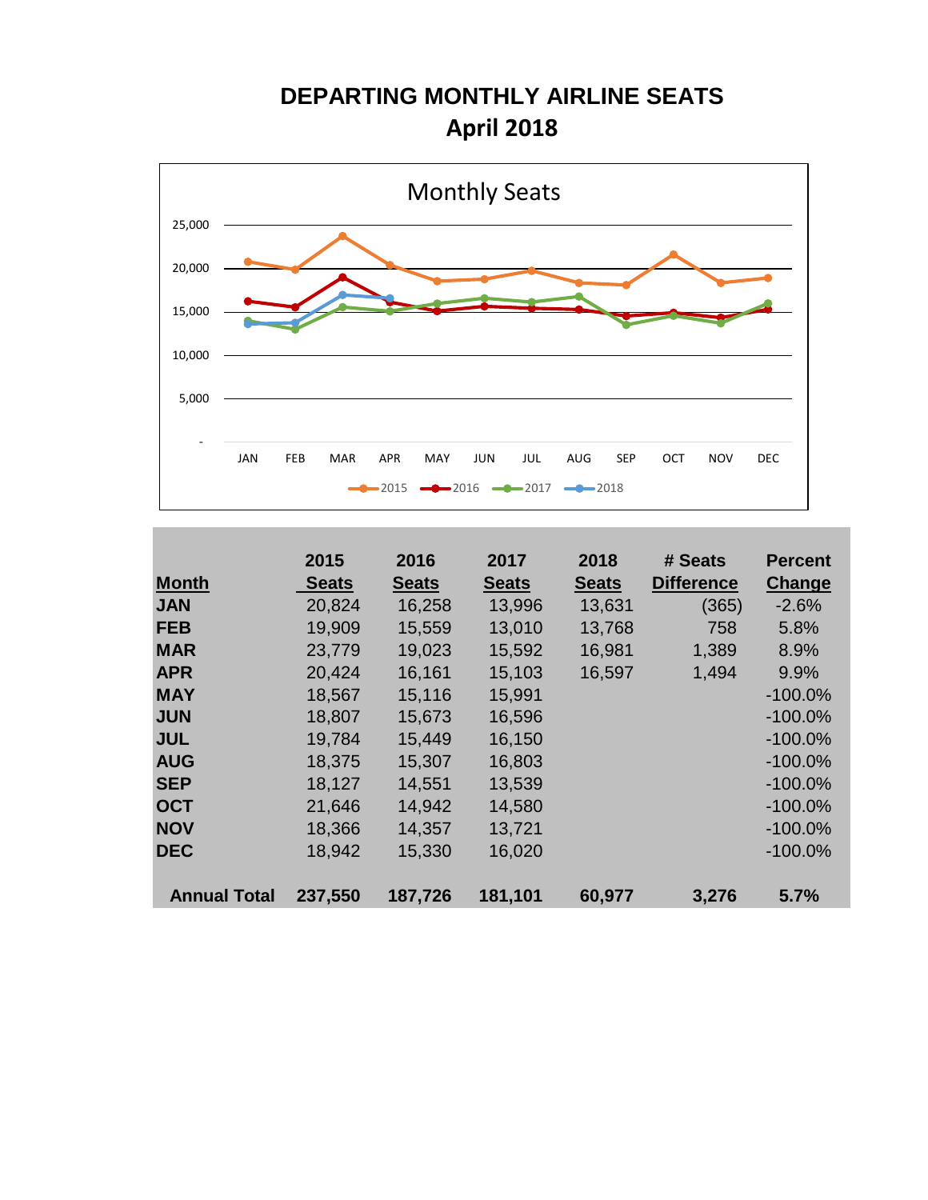# DEPARTING MONTHLY AIRLINE SEATS

## April 2018

Monthly Seats

| Month | 2015 Seats | 2016 Seats | 2017 Seats | 2018 Seats | # Seats Difference | Percent Change |
|---|---|---|---|---|---|---|
| JAN | 20,824 | 16,258 | 13,996 | 13,631 | (365) | -2.6% |
| FEB | 19,909 | 15,559 | 13,010 | 13,768 | 758 | 5.8% |
| MAR | 23,779 | 19,023 | 15,592 | 16,981 | 1,389 | 8.9% |
| APR | 20,424 | 16,161 | 15,103 | 16,597 | 1,494 | 9.9% |
| MAY | 18,567 | 15,116 | 15,991 | | | -100.0% |
| JUN | 18,807 | 15,673 | 16,596 | | | -100.0% |
| JUL | 19,784 | 15,449 | 16,150 | | | -100.0% |
| AUG | 18,375 | 15,307 | 16,803 | | | -100.0% |
| SEP | 18,127 | 14,551 | 13,539 | | | -100.0% |
| OCT | 21,646 | 14,942 | 14,580 | | | -100.0% |
| NOV | 18,366 | 14,357 | 13,721 | | | -100.0% |
| DEC | 18,942 | 15,330 | 16,020 | | | -100.0% |
| **Annual Total** | **237,550** | **187,726** | **181,101** | **60,977** | **3,276** | **5.7%** |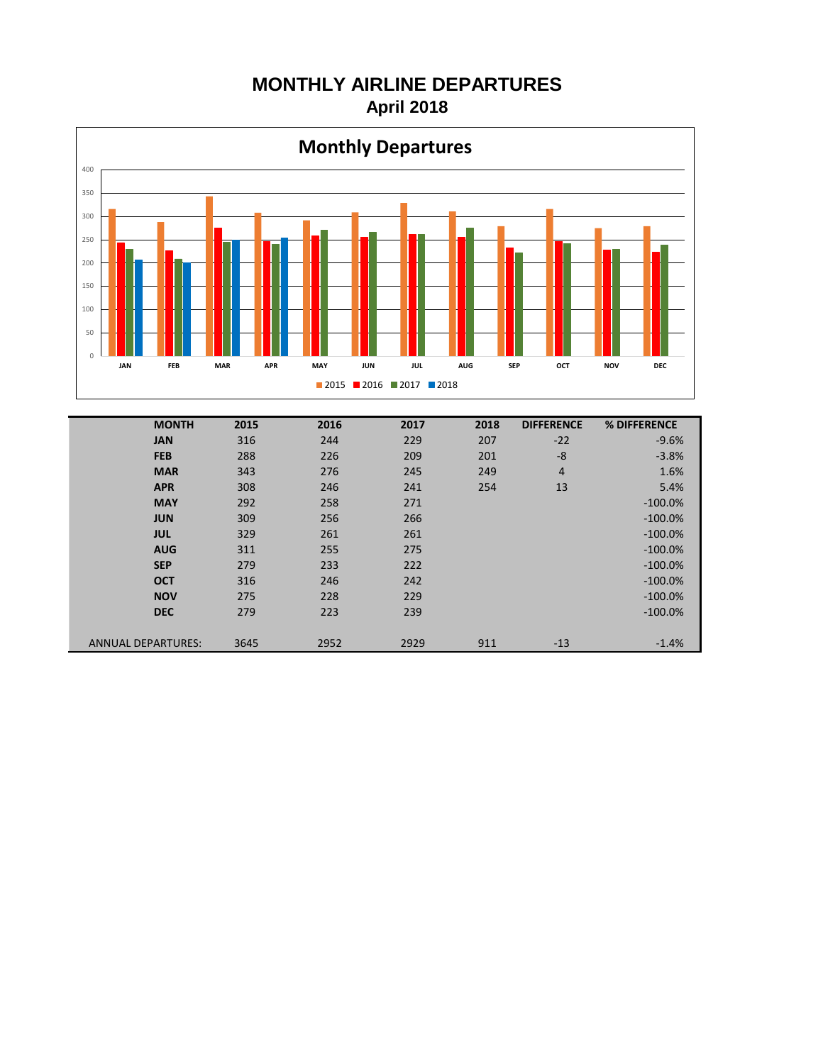# MONTHLY AIRLINE DEPARTURES
## April 2018

**Monthly Departures**

| MONTH | 2015 | 2016 | 2017 | 2018 | DIFFERENCE | % DIFFERENCE |
|---|---|---|---|---|---|---|
| JAN | 316 | 244 | 229 | 207 | -22 | -9.6% |
| FEB | 288 | 226 | 209 | 201 | -8 | -3.8% |
| MAR | 343 | 276 | 245 | 249 | 4 | 1.6% |
| APR | 308 | 246 | 241 | 254 | 13 | 5.4% |
| MAY | 292 | 258 | 271 | | | -100.0% |
| JUN | 309 | 256 | 266 | | | -100.0% |
| JUL | 329 | 261 | 261 | | | -100.0% |
| AUG | 311 | 255 | 275 | | | -100.0% |
| SEP | 279 | 233 | 222 | | | -100.0% |
| OCT | 316 | 246 | 242 | | | -100.0% |
| NOV | 275 | 228 | 229 | | | -100.0% |
| DEC | 279 | 223 | 239 | | | -100.0% |
| ANNUAL DEPARTURES: | 3645 | 2952 | 2929 | 911 | -13 | -1.4% |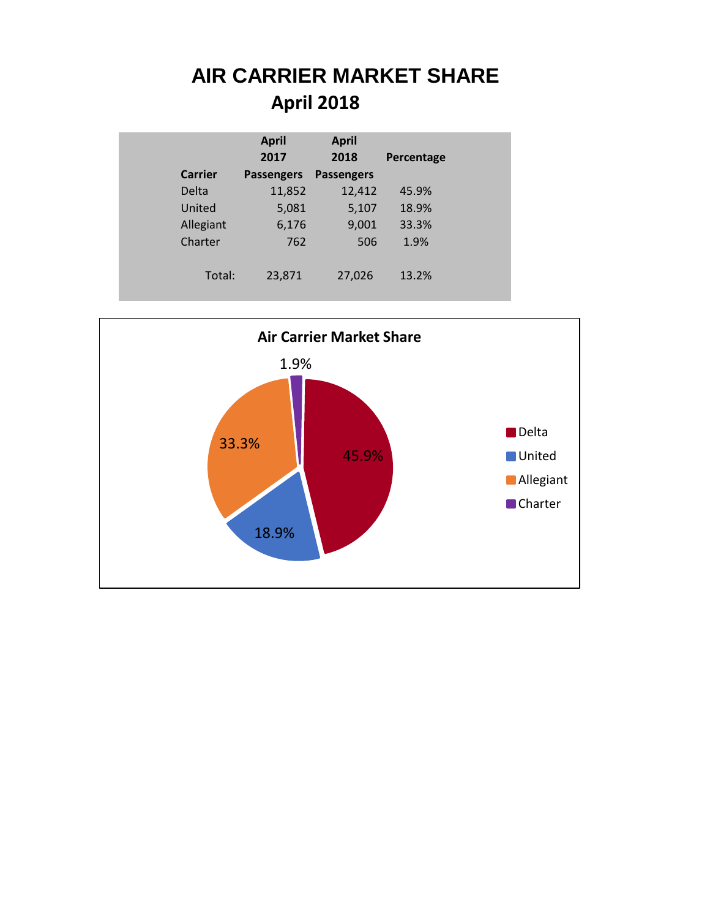# AIR CARRIER MARKET SHARE

## April 2018

| Carrier | April 2017 Passengers | April 2018 Passengers | Percentage |
|---|---|---|---|
| Delta | 11,852 | 12,412 | 45.9% |
| United | 5,081 | 5,107 | 18.9% |
| Allegiant | 6,176 | 9,001 | 33.3% |
| Charter | 762 | 506 | 1.9% |
| Total: | 23,871 | 27,026 | 13.2% |

**Air Carrier Market Share**

| Carrier | Share |
|---|---|
| Delta | 45.9% |
| United | 18.9% |
| Allegiant | 33.3% |
| Charter | 1.9% |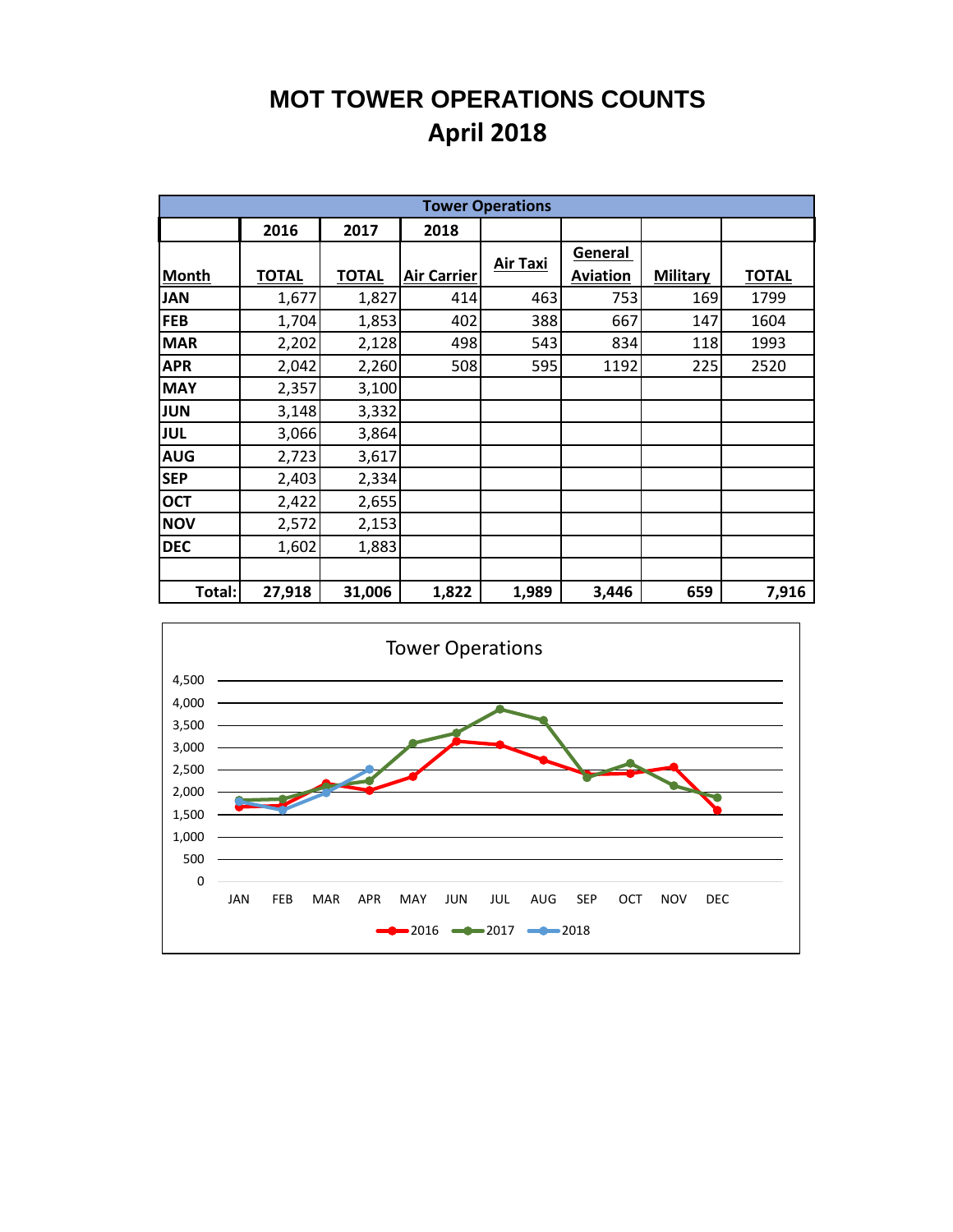# MOT TOWER OPERATIONS COUNTS
## April 2018

| Tower Operations | | | | | | | |
|---|---|---|---|---|---|---|---|
| | 2016 | 2017 | 2018 | | | | |
| Month | TOTAL | TOTAL | Air Carrier | Air Taxi | General Aviation | Military | TOTAL |
| JAN | 1,677 | 1,827 | 414 | 463 | 753 | 169 | 1799 |
| FEB | 1,704 | 1,853 | 402 | 388 | 667 | 147 | 1604 |
| MAR | 2,202 | 2,128 | 498 | 543 | 834 | 118 | 1993 |
| APR | 2,042 | 2,260 | 508 | 595 | 1192 | 225 | 2520 |
| MAY | 2,357 | 3,100 | | | | | |
| JUN | 3,148 | 3,332 | | | | | |
| JUL | 3,066 | 3,864 | | | | | |
| AUG | 2,723 | 3,617 | | | | | |
| SEP | 2,403 | 2,334 | | | | | |
| OCT | 2,422 | 2,655 | | | | | |
| NOV | 2,572 | 2,153 | | | | | |
| DEC | 1,602 | 1,883 | | | | | |
| | | | | | | | |
| Total: | 27,918 | 31,006 | 1,822 | 1,989 | 3,446 | 659 | 7,916 |

Tower Operations

| Month | 2016 | 2017 | 2018 |
|---|---|---|---|
| JAN | 1,677 | 1,827 | 1,799 |
| FEB | 1,704 | 1,853 | 1,604 |
| MAR | 2,202 | 2,128 | 1,993 |
| APR | 2,042 | 2,260 | 2,520 |
| MAY | 2,357 | 3,100 | |
| JUN | 3,148 | 3,332 | |
| JUL | 3,066 | 3,864 | |
| AUG | 2,723 | 3,617 | |
| SEP | 2,403 | 2,334 | |
| OCT | 2,422 | 2,655 | |
| NOV | 2,572 | 2,153 | |
| DEC | 1,602 | 1,883 | |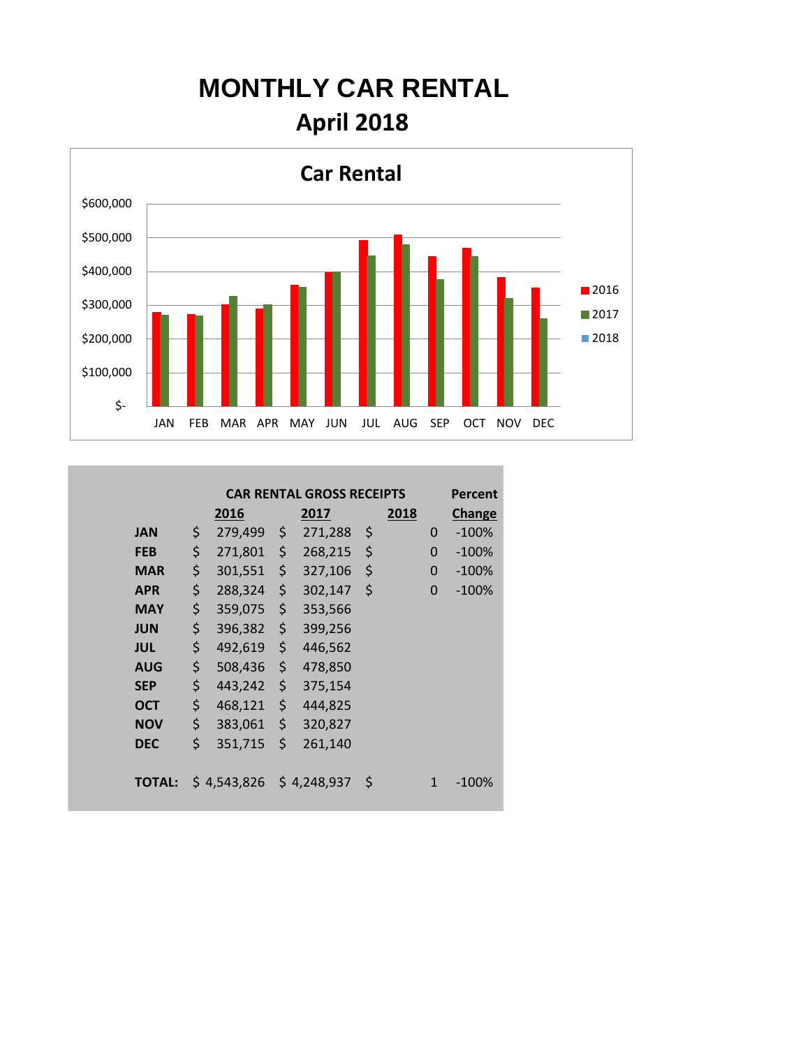# MONTHLY CAR RENTAL

## April 2018

Car Rental

| | CAR RENTAL GROSS RECEIPTS | | | Percent |
|---|---|---|---|---|
| | **2016** | **2017** | **2018** | **Change** |
| **JAN** | $ 279,499 | $ 271,288 | $ 0 | -100% |
| **FEB** | $ 271,801 | $ 268,215 | $ 0 | -100% |
| **MAR** | $ 301,551 | $ 327,106 | $ 0 | -100% |
| **APR** | $ 288,324 | $ 302,147 | $ 0 | -100% |
| **MAY** | $ 359,075 | $ 353,566 | | |
| **JUN** | $ 396,382 | $ 399,256 | | |
| **JUL** | $ 492,619 | $ 446,562 | | |
| **AUG** | $ 508,436 | $ 478,850 | | |
| **SEP** | $ 443,242 | $ 375,154 | | |
| **OCT** | $ 468,121 | $ 444,825 | | |
| **NOV** | $ 383,061 | $ 320,827 | | |
| **DEC** | $ 351,715 | $ 261,140 | | |
| **TOTAL:** | $ 4,543,826 | $ 4,248,937 | $ 1 | -100% |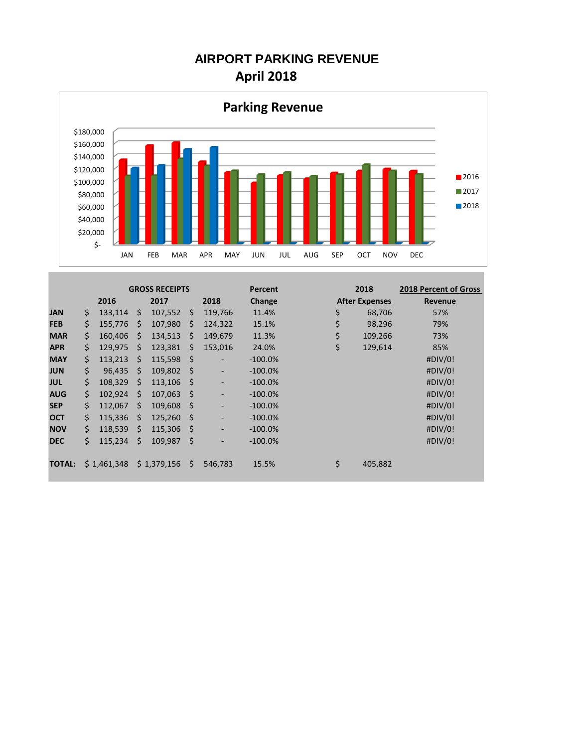# AIRPORT PARKING REVENUE
## April 2018

**Parking Revenue**

| | GROSS RECEIPTS | | | Percent | 2018 | 2018 Percent of Gross |
|---|---|---|---|---|---|---|
| | **2016** | **2017** | **2018** | **Change** | **After Expenses** | **Revenue** |
| **JAN** | $ 133,114 | $ 107,552 | $ 119,766 | 11.4% | $ 68,706 | 57% |
| **FEB** | $ 155,776 | $ 107,980 | $ 124,322 | 15.1% | $ 98,296 | 79% |
| **MAR** | $ 160,406 | $ 134,513 | $ 149,679 | 11.3% | $ 109,266 | 73% |
| **APR** | $ 129,975 | $ 123,381 | $ 153,016 | 24.0% | $ 129,614 | 85% |
| **MAY** | $ 113,213 | $ 115,598 | $ - | -100.0% | | #DIV/0! |
| **JUN** | $ 96,435 | $ 109,802 | $ - | -100.0% | | #DIV/0! |
| **JUL** | $ 108,329 | $ 113,106 | $ - | -100.0% | | #DIV/0! |
| **AUG** | $ 102,924 | $ 107,063 | $ - | -100.0% | | #DIV/0! |
| **SEP** | $ 112,067 | $ 109,608 | $ - | -100.0% | | #DIV/0! |
| **OCT** | $ 115,336 | $ 125,260 | $ - | -100.0% | | #DIV/0! |
| **NOV** | $ 118,539 | $ 115,306 | $ - | -100.0% | | #DIV/0! |
| **DEC** | $ 115,234 | $ 109,987 | $ - | -100.0% | | #DIV/0! |
| **TOTAL:** | $ 1,461,348 | $ 1,379,156 | $ 546,783 | 15.5% | $ 405,882 | |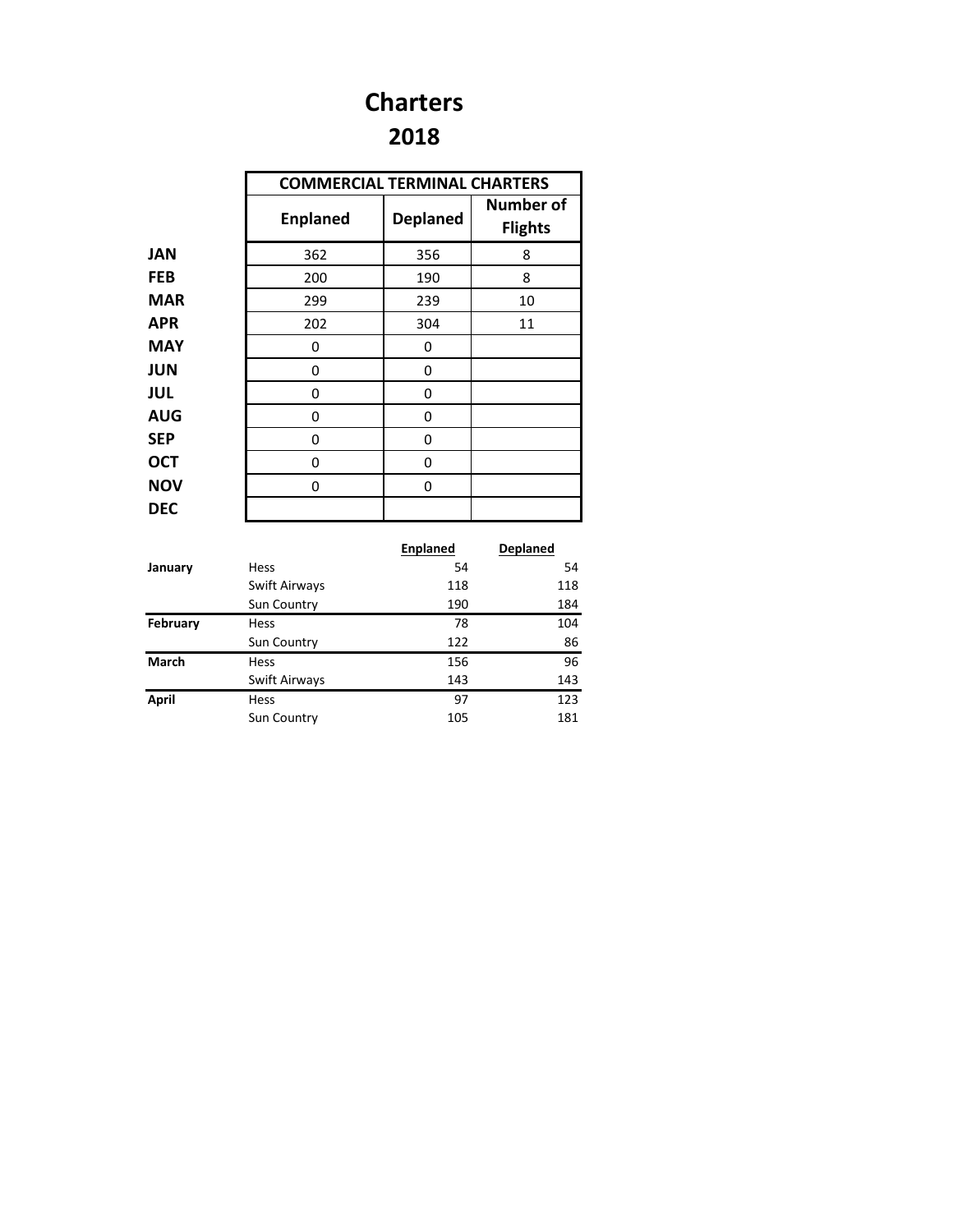# Charters

## 2018

| | COMMERCIAL TERMINAL CHARTERS | | |
|---|---|---|---|
| | Enplaned | Deplaned | Number of Flights |
| **JAN** | 362 | 356 | 8 |
| **FEB** | 200 | 190 | 8 |
| **MAR** | 299 | 239 | 10 |
| **APR** | 202 | 304 | 11 |
| **MAY** | 0 | 0 | |
| **JUN** | 0 | 0 | |
| **JUL** | 0 | 0 | |
| **AUG** | 0 | 0 | |
| **SEP** | 0 | 0 | |
| **OCT** | 0 | 0 | |
| **NOV** | 0 | 0 | |
| **DEC** | | | |

| | | Enplaned | Deplaned |
|---|---|---|---|
| **January** | Hess | 54 | 54 |
| | Swift Airways | 118 | 118 |
| | Sun Country | 190 | 184 |
| **February** | Hess | 78 | 104 |
| | Sun Country | 122 | 86 |
| **March** | Hess | 156 | 96 |
| | Swift Airways | 143 | 143 |
| **April** | Hess | 97 | 123 |
| | Sun Country | 105 | 181 |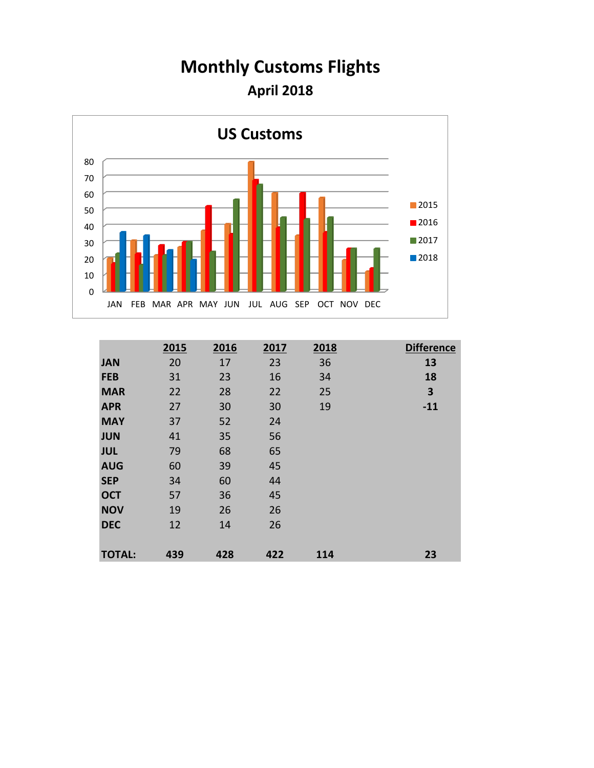# Monthly Customs Flights

## April 2018

US Customs

|  | 2015 | 2016 | 2017 | 2018 | Difference |
|---|---|---|---|---|---|
| **JAN** | 20 | 17 | 23 | 36 | **13** |
| **FEB** | 31 | 23 | 16 | 34 | **18** |
| **MAR** | 22 | 28 | 22 | 25 | **3** |
| **APR** | 27 | 30 | 30 | 19 | **-11** |
| **MAY** | 37 | 52 | 24 | | |
| **JUN** | 41 | 35 | 56 | | |
| **JUL** | 79 | 68 | 65 | | |
| **AUG** | 60 | 39 | 45 | | |
| **SEP** | 34 | 60 | 44 | | |
| **OCT** | 57 | 36 | 45 | | |
| **NOV** | 19 | 26 | 26 | | |
| **DEC** | 12 | 14 | 26 | | |
| **TOTAL:** | **439** | **428** | **422** | **114** | **23** |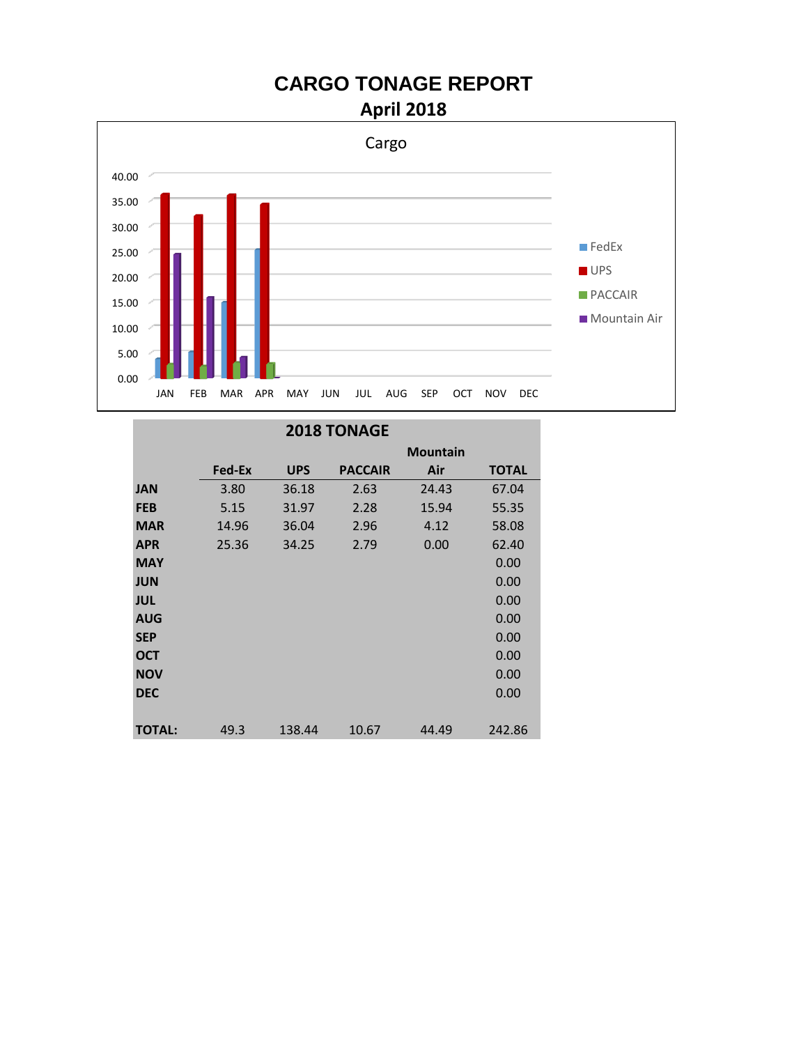# CARGO TONAGE REPORT

## April 2018

Cargo

| | FedEx | UPS | PACCAIR | Mountain Air |
|---|---|---|---|---|
| JAN | | | | |
| FEB | | | | |
| MAR | | | | |
| APR | | | | |
| MAY | | | | |
| JUN | | | | |
| JUL | | | | |
| AUG | | | | |
| SEP | | | | |
| OCT | | | | |
| NOV | | | | |
| DEC | | | | |

**2018 TONAGE**

| | Fed-Ex | UPS | PACCAIR | Mountain Air | TOTAL |
|---|---|---|---|---|---|
| **JAN** | 3.80 | 36.18 | 2.63 | 24.43 | 67.04 |
| **FEB** | 5.15 | 31.97 | 2.28 | 15.94 | 55.35 |
| **MAR** | 14.96 | 36.04 | 2.96 | 4.12 | 58.08 |
| **APR** | 25.36 | 34.25 | 2.79 | 0.00 | 62.40 |
| **MAY** | | | | | 0.00 |
| **JUN** | | | | | 0.00 |
| **JUL** | | | | | 0.00 |
| **AUG** | | | | | 0.00 |
| **SEP** | | | | | 0.00 |
| **OCT** | | | | | 0.00 |
| **NOV** | | | | | 0.00 |
| **DEC** | | | | | 0.00 |
| **TOTAL:** | 49.3 | 138.44 | 10.67 | 44.49 | 242.86 |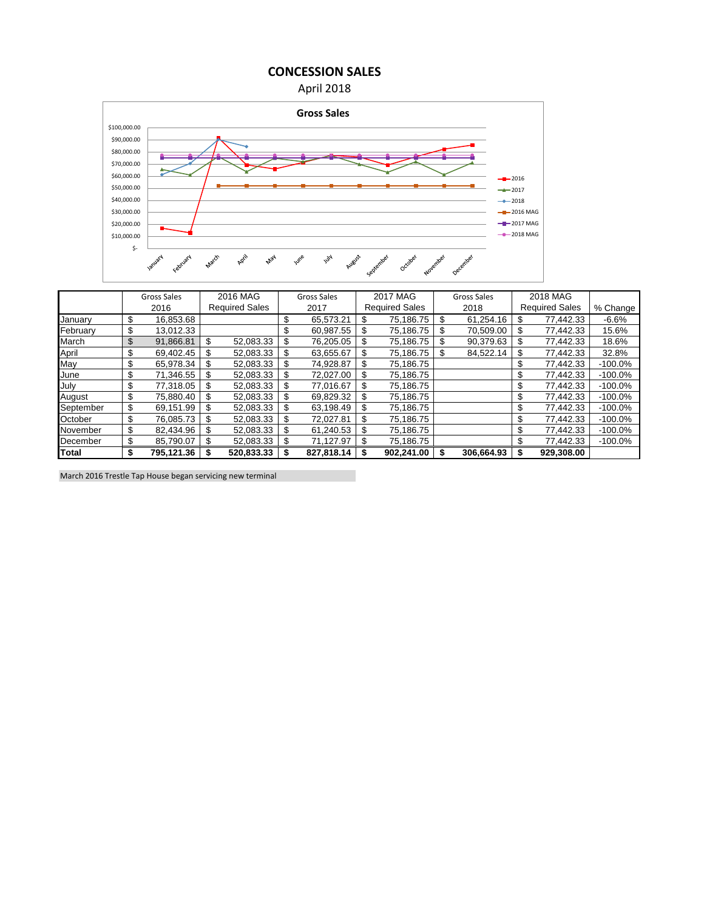# CONCESSION SALES

April 2018

**Gross Sales**

|  | Gross Sales 2016 | 2016 MAG Required Sales | Gross Sales 2017 | 2017 MAG Required Sales | Gross Sales 2018 | 2018 MAG Required Sales | % Change |
|---|---|---|---|---|---|---|---|
| January | $ 16,853.68 | | $ 65,573.21 | $ 75,186.75 | $ 61,254.16 | $ 77,442.33 | -6.6% |
| February | $ 13,012.33 | | $ 60,987.55 | $ 75,186.75 | $ 70,509.00 | $ 77,442.33 | 15.6% |
| March | $ 91,866.81 | $ 52,083.33 | $ 76,205.05 | $ 75,186.75 | $ 90,379.63 | $ 77,442.33 | 18.6% |
| April | $ 69,402.45 | $ 52,083.33 | $ 63,655.67 | $ 75,186.75 | $ 84,522.14 | $ 77,442.33 | 32.8% |
| May | $ 65,978.34 | $ 52,083.33 | $ 74,928.87 | $ 75,186.75 | | $ 77,442.33 | -100.0% |
| June | $ 71,346.55 | $ 52,083.33 | $ 72,027.00 | $ 75,186.75 | | $ 77,442.33 | -100.0% |
| July | $ 77,318.05 | $ 52,083.33 | $ 77,016.67 | $ 75,186.75 | | $ 77,442.33 | -100.0% |
| August | $ 75,880.40 | $ 52,083.33 | $ 69,829.32 | $ 75,186.75 | | $ 77,442.33 | -100.0% |
| September | $ 69,151.99 | $ 52,083.33 | $ 63,198.49 | $ 75,186.75 | | $ 77,442.33 | -100.0% |
| October | $ 76,085.73 | $ 52,083.33 | $ 72,027.81 | $ 75,186.75 | | $ 77,442.33 | -100.0% |
| November | $ 82,434.96 | $ 52,083.33 | $ 61,240.53 | $ 75,186.75 | | $ 77,442.33 | -100.0% |
| December | $ 85,790.07 | $ 52,083.33 | $ 71,127.97 | $ 75,186.75 | | $ 77,442.33 | -100.0% |
| **Total** | **$ 795,121.36** | **$ 520,833.33** | **$ 827,818.14** | **$ 902,241.00** | **$ 306,664.93** | **$ 929,308.00** | |

March 2016 Trestle Tap House began servicing new terminal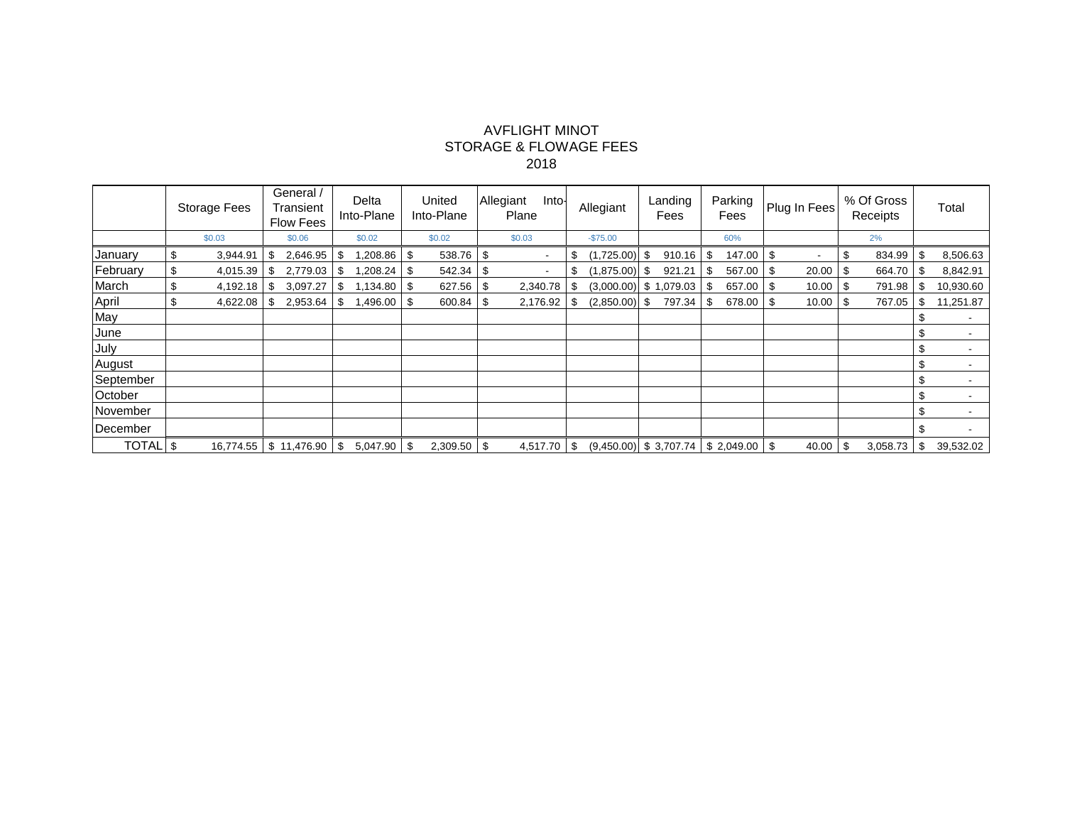# AVFLIGHT MINOT
## STORAGE & FLOWAGE FEES
## 2018

| | Storage Fees | General / Transient Flow Fees | Delta Into-Plane | United Into-Plane | Allegiant Into-Plane | Allegiant | Landing Fees | Parking Fees | Plug In Fees | % Of Gross Receipts | Total |
|---|---|---|---|---|---|---|---|---|---|---|---|
| | $0.03 | $0.06 | $0.02 | $0.02 | $0.03 | -$75.00 | | 60% | | 2% | |
| January | $ 3,944.91 | $ 2,646.95 | $ 1,208.86 | $ 538.76 | $ - | $ (1,725.00) | $ 910.16 | $ 147.00 | $ - | $ 834.99 | $ 8,506.63 |
| February | $ 4,015.39 | $ 2,779.03 | $ 1,208.24 | $ 542.34 | $ - | $ (1,875.00) | $ 921.21 | $ 567.00 | $ 20.00 | $ 664.70 | $ 8,842.91 |
| March | $ 4,192.18 | $ 3,097.27 | $ 1,134.80 | $ 627.56 | $ 2,340.78 | $ (3,000.00) | $ 1,079.03 | $ 657.00 | $ 10.00 | $ 791.98 | $ 10,930.60 |
| April | $ 4,622.08 | $ 2,953.64 | $ 1,496.00 | $ 600.84 | $ 2,176.92 | $ (2,850.00) | $ 797.34 | $ 678.00 | $ 10.00 | $ 767.05 | $ 11,251.87 |
| May | | | | | | | | | | | $ - |
| June | | | | | | | | | | | $ - |
| July | | | | | | | | | | | $ - |
| August | | | | | | | | | | | $ - |
| September | | | | | | | | | | | $ - |
| October | | | | | | | | | | | $ - |
| November | | | | | | | | | | | $ - |
| December | | | | | | | | | | | $ - |
| TOTAL | $ 16,774.55 | $ 11,476.90 | $ 5,047.90 | $ 2,309.50 | $ 4,517.70 | $ (9,450.00) | $ 3,707.74 | $ 2,049.00 | $ 40.00 | $ 3,058.73 | $ 39,532.02 |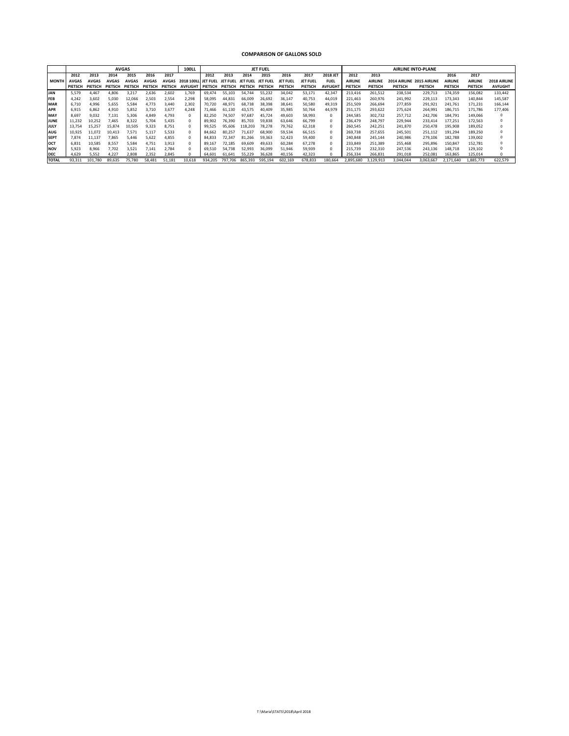# COMPARISON OF GALLONS SOLD

| | AVGAS | | | | | | 100LL | JET FUEL | | | | | | | AIRLINE INTO-PLANE | | | | | | |
|---|---|---|---|---|---|---|---|---|---|---|---|---|---|---|---|---|---|---|---|---|---|
| MONTH | 2012 AVGAS PIETSCH | 2013 AVGAS PIETSCH | 2014 AVGAS PIETSCH | 2015 AVGAS PIETSCH | 2016 AVGAS PIETSCH | 2017 AVGAS PIETSCH | 2018 100LL AVFLIGHT | 2012 JET FUEL PIETSCH | 2013 JET FUEL PIETSCH | 2014 JET FUEL PIETSCH | 2015 JET FUEL PIETSCH | 2016 JET FUEL PIETSCH | 2017 JET FUEL PIETSCH | 2018 JET FUEL AVFLIGHT | 2012 AIRLINE PIETSCH | 2013 AIRLINE PIETSCH | 2014 AIRLINE PIETSCH | 2015 AIRLINE PIETSCH | 2016 AIRLINE PIETSCH | 2017 AIRLINE PIETSCH | 2018 AIRLINE AVFLIGHT |
| JAN | 5,579 | 4,467 | 4,806 | 3,217 | 2,636 | 2,602 | 1,769 | 69,474 | 55,103 | 54,744 | 55,232 | 34,042 | 53,171 | 42,347 | 213,416 | 261,512 | 238,534 | 229,713 | 174,359 | 156,082 | 133,442 |
| FEB | 4,242 | 3,602 | 5,030 | 12,066 | 2,503 | 2,554 | 2,298 | 58,095 | 44,831 | 66,009 | 26,692 | 36,147 | 40,753 | 44,019 | 221,463 | 260,976 | 241,992 | 229,113 | 173,343 | 140,844 | 145,587 |
| MAR | 6,710 | 4,996 | 5,655 | 5,584 | 4,773 | 3,440 | 2,302 | 70,720 | 48,971 | 68,738 | 38,398 | 38,641 | 50,580 | 49,319 | 251,509 | 266,694 | 277,859 | 291,921 | 241,761 | 171,231 | 166,144 |
| APR | 6,915 | 6,862 | 4,910 | 5,852 | 3,710 | 3,677 | 4,248 | 71,466 | 61,130 | 43,575 | 40,409 | 35,985 | 50,764 | 44,979 | 251,175 | 293,622 | 275,624 | 264,991 | 186,715 | 171,786 | 177,406 |
| MAY | 8,697 | 9,032 | 7,131 | 5,306 | 4,849 | 4,793 | 0 | 82,250 | 74,507 | 97,687 | 45,724 | 49,603 | 58,993 | 0 | 244,585 | 302,732 | 257,712 | 242,706 | 184,791 | 149,066 | 0 |
| JUNE | 11,232 | 10,252 | 7,465 | 8,322 | 5,704 | 5,435 | 0 | 89,902 | 76,390 | 85,703 | 59,838 | 63,646 | 66,799 | 0 | 236,479 | 248,797 | 229,944 | 233,414 | 177,251 | 172,563 | 0 |
| JULY | 13,754 | 15,257 | 15,874 | 10,505 | 9,323 | 8,751 | 0 | 99,525 | 95,606 | 118,203 | 78,278 | 79,762 | 62,318 | 0 | 260,545 | 242,251 | 241,870 | 250,478 | 195,908 | 189,052 | 0 |
| AUG | 10,925 | 11,072 | 10,413 | 7,571 | 5,117 | 5,533 | 0 | 84,662 | 80,257 | 71,637 | 68,900 | 59,534 | 66,515 | 0 | 269,738 | 257,655 | 245,501 | 251,112 | 191,294 | 189,250 | 0 |
| SEPT | 7,874 | 11,137 | 7,865 | 5,446 | 5,622 | 4,855 | 0 | 84,833 | 72,347 | 81,266 | 59,363 | 52,423 | 59,400 | 0 | 240,848 | 245,144 | 240,986 | 279,106 | 182,788 | 139,002 | 0 |
| OCT | 6,831 | 10,585 | 8,557 | 5,584 | 4,751 | 3,913 | 0 | 89,167 | 72,185 | 69,609 | 49,633 | 60,284 | 67,278 | 0 | 233,849 | 251,389 | 255,468 | 295,896 | 150,847 | 152,781 | 0 |
| NOV | 5,923 | 8,966 | 7,702 | 3,521 | 7,141 | 2,784 | 0 | 69,510 | 54,738 | 52,993 | 36,099 | 51,946 | 59,939 | 0 | 215,739 | 232,310 | 247,536 | 243,136 | 148,718 | 129,102 | 0 |
| DEC | 4,629 | 5,552 | 4,227 | 2,808 | 2,352 | 2,845 | 0 | 64,601 | 61,641 | 55,229 | 36,628 | 40,156 | 42,323 | 0 | 256,334 | 266,831 | 291,018 | 252,081 | 163,865 | 125,014 | 0 |
| TOTAL | 93,311 | 101,780 | 89,635 | 75,780 | 58,481 | 51,181 | 10,618 | 934,205 | 797,706 | 865,393 | 595,194 | 602,169 | 678,833 | 180,664 | 2,895,680 | 3,129,913 | 3,044,044 | 3,063,667 | 2,171,640 | 1,885,773 | 622,579 |

T:\Maria\STATS\2018\April 2018